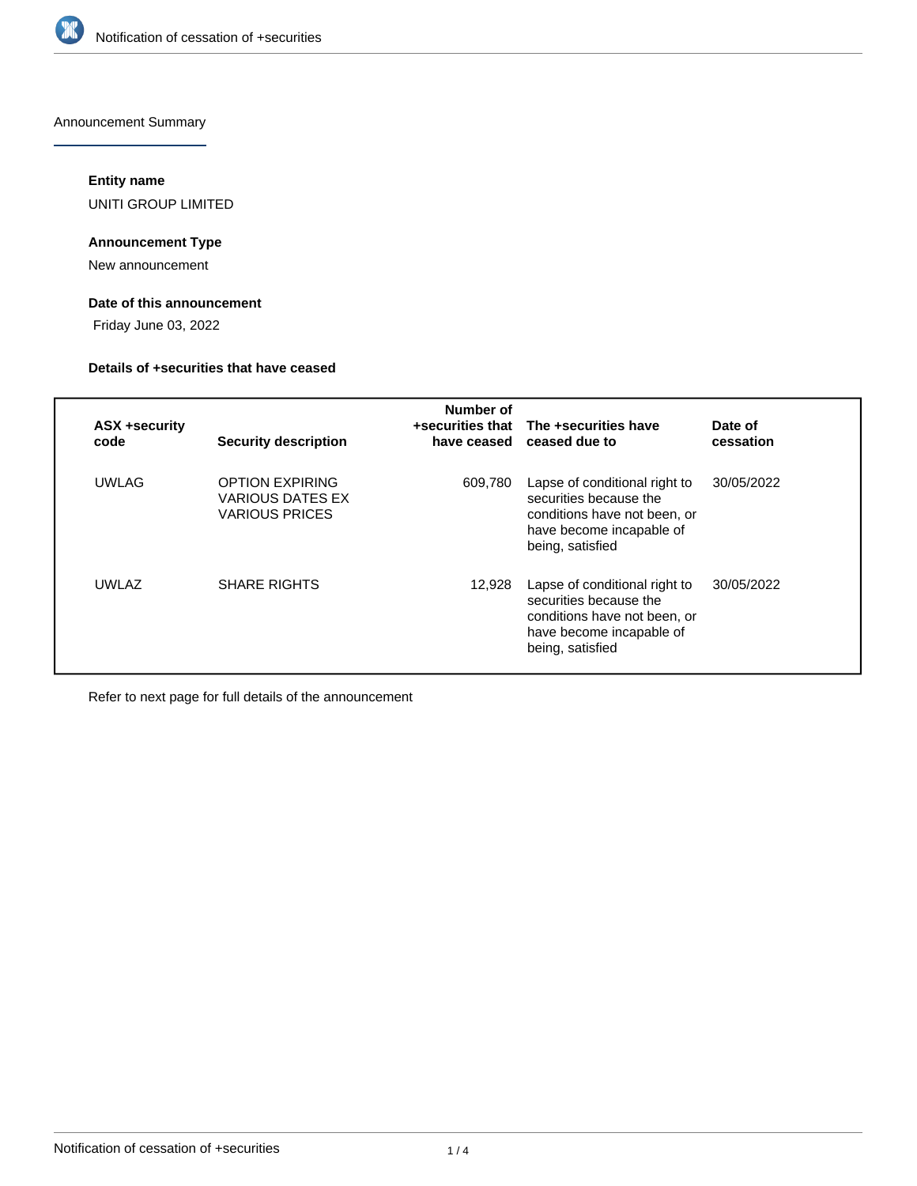Announcement Summary

**Entity name**

UNITI GROUP LIMITED

**Announcement Type**

New announcement

**Date of this announcement**

Friday June 03, 2022

**Details of +securities that have ceased**

| ASX +security code | Security description | Number of +securities that have ceased | The +securities have ceased due to | Date of cessation |
|---|---|---|---|---|
| UWLAG | OPTION EXPIRING VARIOUS DATES EX VARIOUS PRICES | 609,780 | Lapse of conditional right to securities because the conditions have not been, or have become incapable of being, satisfied | 30/05/2022 |
| UWLAZ | SHARE RIGHTS | 12,928 | Lapse of conditional right to securities because the conditions have not been, or have become incapable of being, satisfied | 30/05/2022 |

Refer to next page for full details of the announcement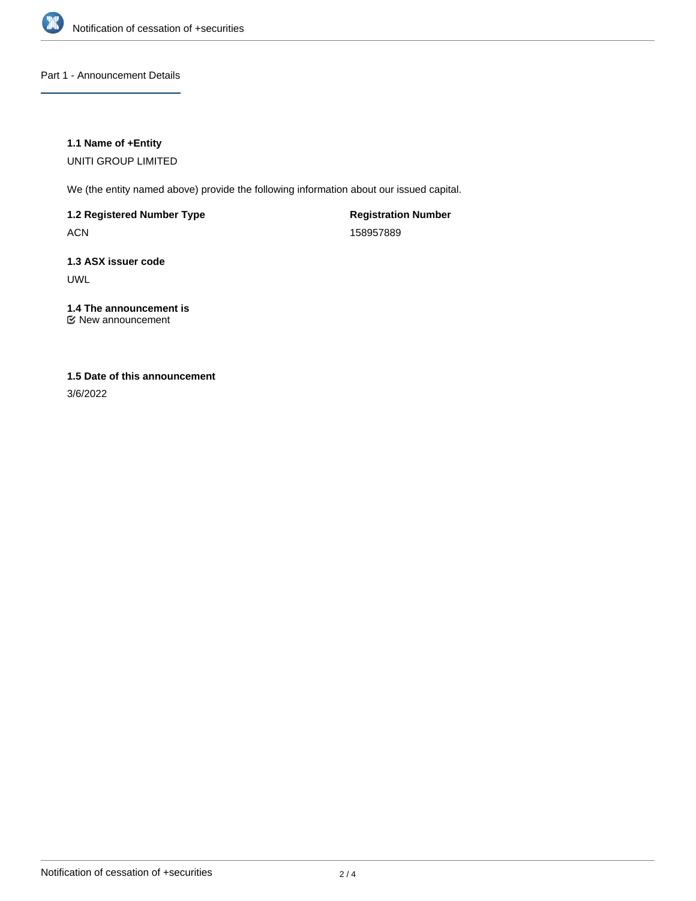## Part 1 - Announcement Details

**1.1 Name of +Entity**

UNITI GROUP LIMITED

We (the entity named above) provide the following information about our issued capital.

**1.2 Registered Number Type**

ACN

**Registration Number**

158957889

**1.3 ASX issuer code**

UWL

**1.4 The announcement is**

☑ New announcement

**1.5 Date of this announcement**

3/6/2022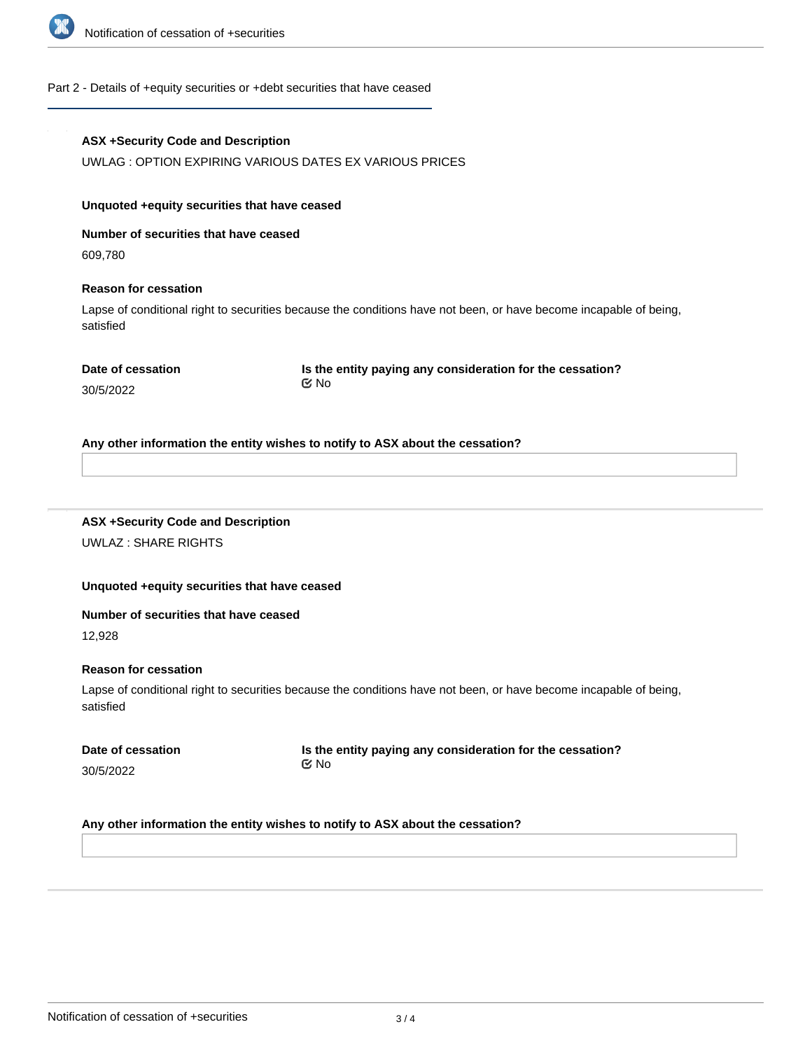## Part 2 - Details of +equity securities or +debt securities that have ceased

**ASX +Security Code and Description**

UWLAG : OPTION EXPIRING VARIOUS DATES EX VARIOUS PRICES

**Unquoted +equity securities that have ceased**

**Number of securities that have ceased**

609,780

**Reason for cessation**

Lapse of conditional right to securities because the conditions have not been, or have become incapable of being, satisfied

**Date of cessation**

30/5/2022

**Is the entity paying any consideration for the cessation?**

☑ No

**Any other information the entity wishes to notify to ASX about the cessation?**

---

**ASX +Security Code and Description**

UWLAZ : SHARE RIGHTS

**Unquoted +equity securities that have ceased**

**Number of securities that have ceased**

12,928

**Reason for cessation**

Lapse of conditional right to securities because the conditions have not been, or have become incapable of being, satisfied

**Date of cessation**

30/5/2022

**Is the entity paying any consideration for the cessation?**

☑ No

**Any other information the entity wishes to notify to ASX about the cessation?**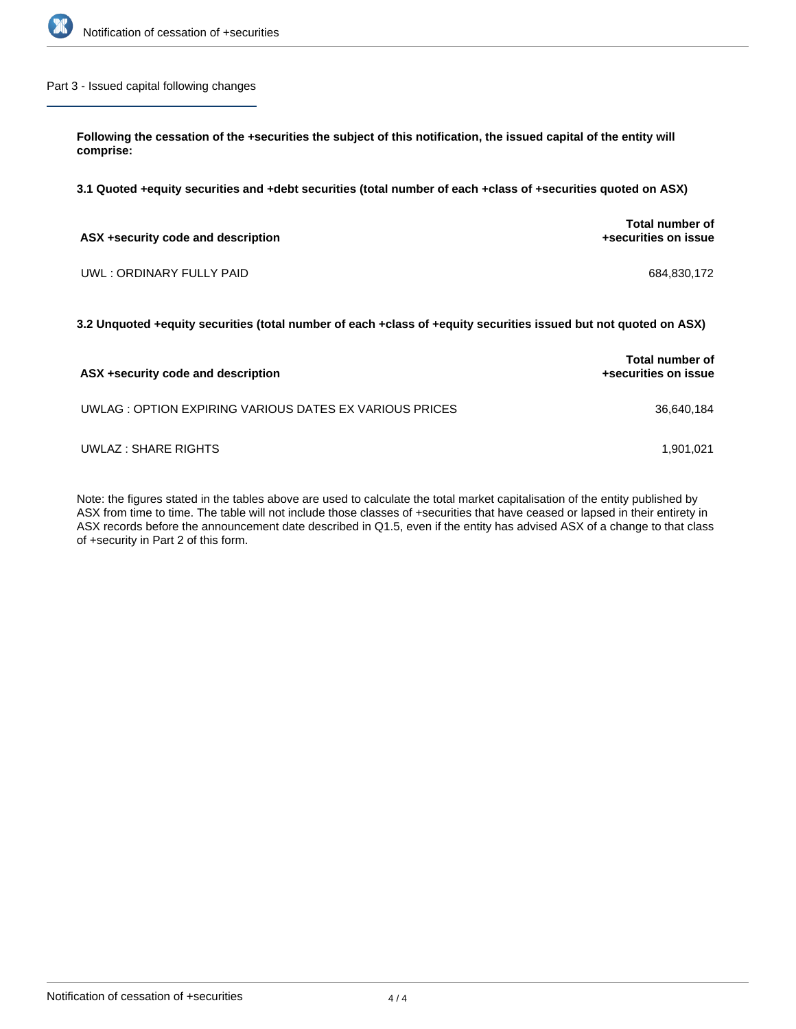## Part 3 - Issued capital following changes

**Following the cessation of the +securities the subject of this notification, the issued capital of the entity will comprise:**

**3.1 Quoted +equity securities and +debt securities (total number of each +class of +securities quoted on ASX)**

| ASX +security code and description | Total number of +securities on issue |
|---|---|
| UWL : ORDINARY FULLY PAID | 684,830,172 |

**3.2 Unquoted +equity securities (total number of each +class of +equity securities issued but not quoted on ASX)**

| ASX +security code and description | Total number of +securities on issue |
|---|---|
| UWLAG : OPTION EXPIRING VARIOUS DATES EX VARIOUS PRICES | 36,640,184 |
| UWLAZ : SHARE RIGHTS | 1,901,021 |

Note: the figures stated in the tables above are used to calculate the total market capitalisation of the entity published by ASX from time to time. The table will not include those classes of +securities that have ceased or lapsed in their entirety in ASX records before the announcement date described in Q1.5, even if the entity has advised ASX of a change to that class of +security in Part 2 of this form.